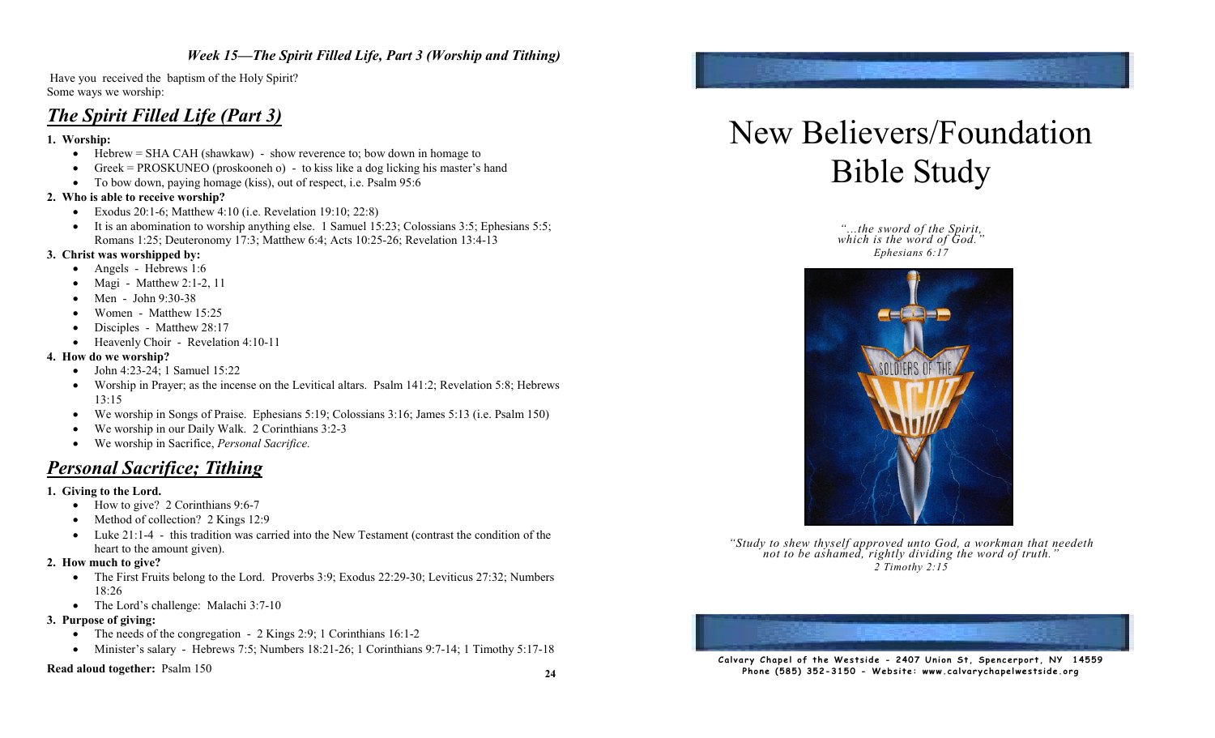### *Week 15—The Spirit Filled Life, Part 3 (Worship and Tithing)*

Have you received the baptism of the Holy Spirit?
Some ways we worship:

## *The Spirit Filled Life (Part 3)*

**1. Worship:**

- Hebrew = SHA CAH (shawkaw) - show reverence to; bow down in homage to
- Greek = PROSKUNEO (proskooneh o) - to kiss like a dog licking his master's hand
- To bow down, paying homage (kiss), out of respect, i.e. Psalm 95:6

**2. Who is able to receive worship?**

- Exodus 20:1-6; Matthew 4:10 (i.e. Revelation 19:10; 22:8)
- It is an abomination to worship anything else. 1 Samuel 15:23; Colossians 3:5; Ephesians 5:5; Romans 1:25; Deuteronomy 17:3; Matthew 6:4; Acts 10:25-26; Revelation 13:4-13

**3. Christ was worshipped by:**

- Angels - Hebrews 1:6
- Magi - Matthew 2:1-2, 11
- Men - John 9:30-38
- Women - Matthew 15:25
- Disciples - Matthew 28:17
- Heavenly Choir - Revelation 4:10-11

**4. How do we worship?**

- John 4:23-24; 1 Samuel 15:22
- Worship in Prayer; as the incense on the Levitical altars. Psalm 141:2; Revelation 5:8; Hebrews 13:15
- We worship in Songs of Praise. Ephesians 5:19; Colossians 3:16; James 5:13 (i.e. Psalm 150)
- We worship in our Daily Walk. 2 Corinthians 3:2-3
- We worship in Sacrifice, *Personal Sacrifice.*

## *Personal Sacrifice; Tithing*

**1. Giving to the Lord.**

- How to give? 2 Corinthians 9:6-7
- Method of collection? 2 Kings 12:9
- Luke 21:1-4 - this tradition was carried into the New Testament (contrast the condition of the heart to the amount given).

**2. How much to give?**

- The First Fruits belong to the Lord. Proverbs 3:9; Exodus 22:29-30; Leviticus 27:32; Numbers 18:26
- The Lord's challenge: Malachi 3:7-10

**3. Purpose of giving:**

- The needs of the congregation - 2 Kings 2:9; 1 Corinthians 16:1-2
- Minister's salary - Hebrews 7:5; Numbers 18:21-26; 1 Corinthians 9:7-14; 1 Timothy 5:17-18

**Read aloud together:** Psalm 150

# New Believers/Foundation Bible Study

*"...the sword of the Spirit, which is the word of God."*
*Ephesians 6:17*

*"Study to shew thyself approved unto God, a workman that needeth not to be ashamed, rightly dividing the word of truth."*
*2 Timothy 2:15*

**Calvary Chapel of the Westside - 2407 Union St, Spencerport, NY 14559**
**Phone (585) 352-3150 - Website: www.calvarychapelwestside.org**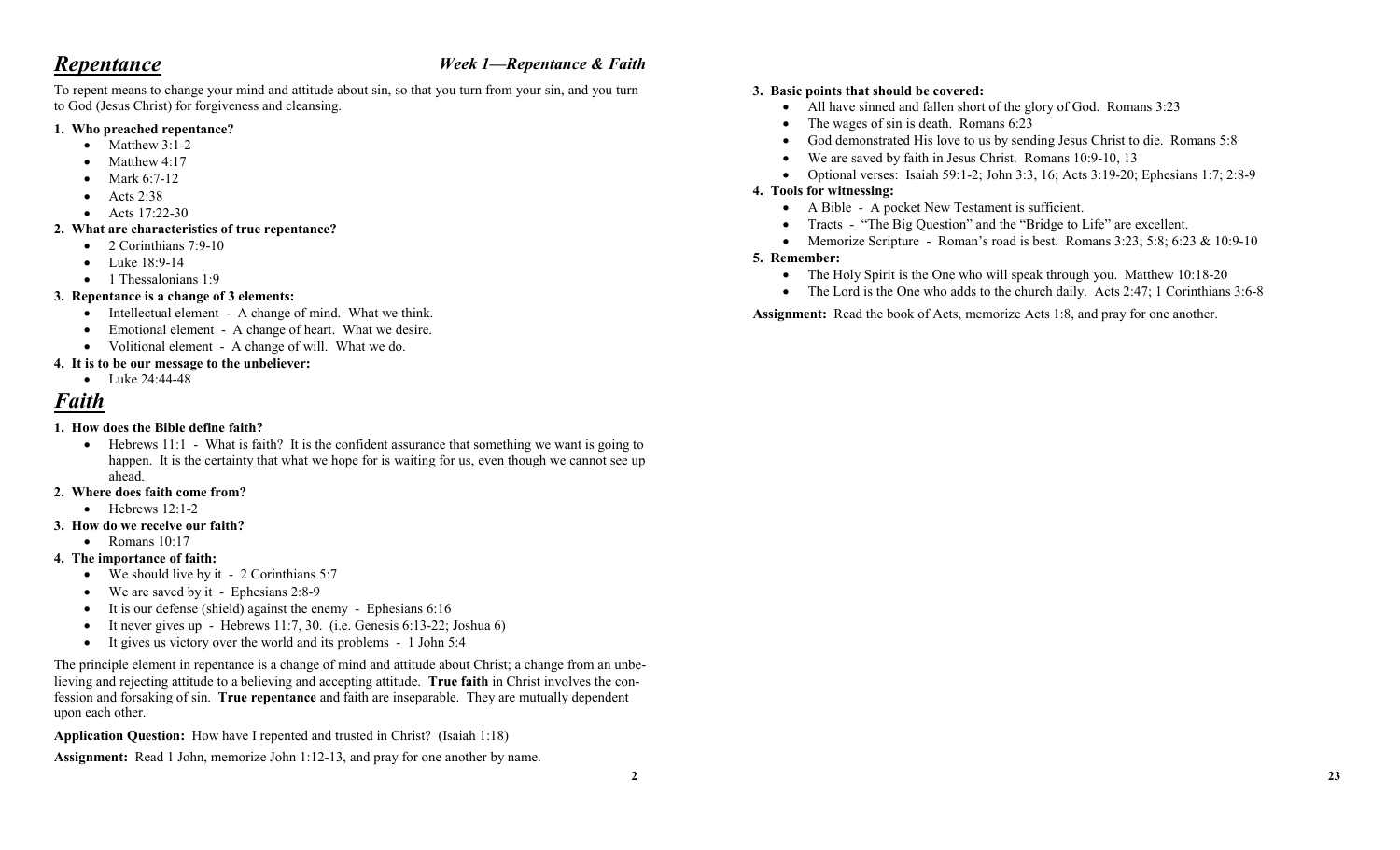## *Repentance*

### *Week 1—Repentance & Faith*

To repent means to change your mind and attitude about sin, so that you turn from your sin, and you turn to God (Jesus Christ) for forgiveness and cleansing.

**1. Who preached repentance?**
- Matthew 3:1-2
- Matthew 4:17
- Mark 6:7-12
- Acts 2:38
- Acts 17:22-30

**2. What are characteristics of true repentance?**
- 2 Corinthians 7:9-10
- Luke 18:9-14
- 1 Thessalonians 1:9

**3. Repentance is a change of 3 elements:**
- Intellectual element - A change of mind. What we think.
- Emotional element - A change of heart. What we desire.
- Volitional element - A change of will. What we do.

**4. It is to be our message to the unbeliever:**
- Luke 24:44-48

## *Faith*

**1. How does the Bible define faith?**
- Hebrews 11:1 - What is faith? It is the confident assurance that something we want is going to happen. It is the certainty that what we hope for is waiting for us, even though we cannot see up ahead.

**2. Where does faith come from?**
- Hebrews 12:1-2

**3. How do we receive our faith?**
- Romans 10:17

**4. The importance of faith:**
- We should live by it - 2 Corinthians 5:7
- We are saved by it - Ephesians 2:8-9
- It is our defense (shield) against the enemy - Ephesians 6:16
- It never gives up - Hebrews 11:7, 30. (i.e. Genesis 6:13-22; Joshua 6)
- It gives us victory over the world and its problems - 1 John 5:4

The principle element in repentance is a change of mind and attitude about Christ; a change from an unbelieving and rejecting attitude to a believing and accepting attitude. **True faith** in Christ involves the confession and forsaking of sin. **True repentance** and faith are inseparable. They are mutually dependent upon each other.

**Application Question:** How have I repented and trusted in Christ? (Isaiah 1:18)

**Assignment:** Read 1 John, memorize John 1:12-13, and pray for one another by name.

**3. Basic points that should be covered:**
- All have sinned and fallen short of the glory of God. Romans 3:23
- The wages of sin is death. Romans 6:23
- God demonstrated His love to us by sending Jesus Christ to die. Romans 5:8
- We are saved by faith in Jesus Christ. Romans 10:9-10, 13
- Optional verses: Isaiah 59:1-2; John 3:3, 16; Acts 3:19-20; Ephesians 1:7; 2:8-9

**4. Tools for witnessing:**
- A Bible - A pocket New Testament is sufficient.
- Tracts - "The Big Question" and the "Bridge to Life" are excellent.
- Memorize Scripture - Roman's road is best. Romans 3:23; 5:8; 6:23 & 10:9-10

**5. Remember:**
- The Holy Spirit is the One who will speak through you. Matthew 10:18-20
- The Lord is the One who adds to the church daily. Acts 2:47; 1 Corinthians 3:6-8

**Assignment:** Read the book of Acts, memorize Acts 1:8, and pray for one another.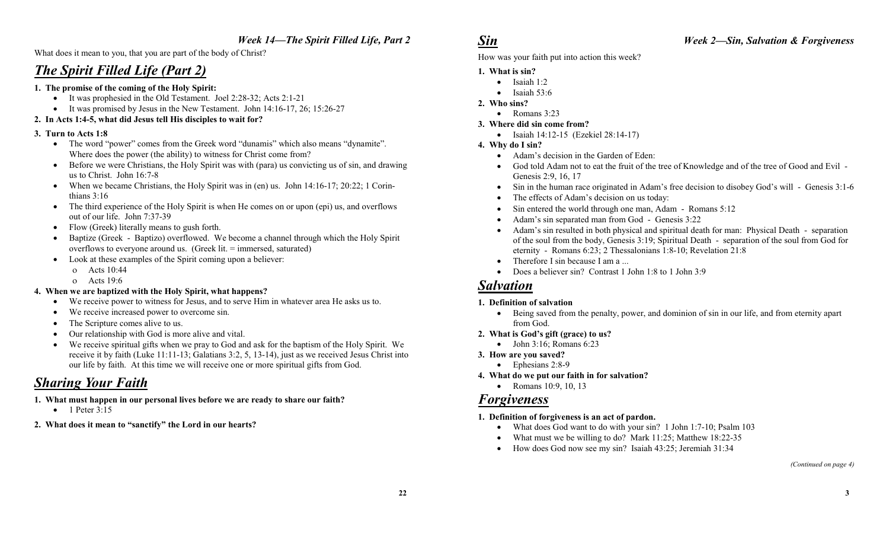### *Week 14—The Spirit Filled Life, Part 2*

What does it mean to you, that you are part of the body of Christ?

# ***The Spirit Filled Life (Part 2)***

**1. The promise of the coming of the Holy Spirit:**

- It was prophesied in the Old Testament. Joel 2:28-32; Acts 2:1-21
- It was promised by Jesus in the New Testament. John 14:16-17, 26; 15:26-27

**2. In Acts 1:4-5, what did Jesus tell His disciples to wait for?**

**3. Turn to Acts 1:8**

- The word "power" comes from the Greek word "dunamis" which also means "dynamite". Where does the power (the ability) to witness for Christ come from?
- Before we were Christians, the Holy Spirit was with (para) us convicting us of sin, and drawing us to Christ. John 16:7-8
- When we became Christians, the Holy Spirit was in (en) us. John 14:16-17; 20:22; 1 Corinthians 3:16
- The third experience of the Holy Spirit is when He comes on or upon (epi) us, and overflows out of our life. John 7:37-39
- Flow (Greek) literally means to gush forth.
- Baptize (Greek - Baptizo) overflowed. We become a channel through which the Holy Spirit overflows to everyone around us. (Greek lit. = immersed, saturated)
- Look at these examples of the Spirit coming upon a believer:
  - Acts 10:44
  - Acts 19:6

**4. When we are baptized with the Holy Spirit, what happens?**

- We receive power to witness for Jesus, and to serve Him in whatever area He asks us to.
- We receive increased power to overcome sin.
- The Scripture comes alive to us.
- Our relationship with God is more alive and vital.
- We receive spiritual gifts when we pray to God and ask for the baptism of the Holy Spirit. We receive it by faith (Luke 11:11-13; Galatians 3:2, 5, 13-14), just as we received Jesus Christ into our life by faith. At this time we will receive one or more spiritual gifts from God.

# ***Sharing Your Faith***

**1. What must happen in our personal lives before we are ready to share our faith?**

- 1 Peter 3:15

**2. What does it mean to "sanctify" the Lord in our hearts?**

### *Week 2—Sin, Salvation & Forgiveness*

# ***Sin***

How was your faith put into action this week?

**1. What is sin?**

- Isaiah 1:2
- Isaiah 53:6

**2. Who sins?**

- Romans 3:23

**3. Where did sin come from?**

- Isaiah 14:12-15 (Ezekiel 28:14-17)

**4. Why do I sin?**

- Adam's decision in the Garden of Eden:
- God told Adam not to eat the fruit of the tree of Knowledge and of the tree of Good and Evil - Genesis 2:9, 16, 17
- Sin in the human race originated in Adam's free decision to disobey God's will - Genesis 3:1-6
- The effects of Adam's decision on us today:
- Sin entered the world through one man, Adam - Romans 5:12
- Adam's sin separated man from God - Genesis 3:22
- Adam's sin resulted in both physical and spiritual death for man: Physical Death - separation of the soul from the body, Genesis 3:19; Spiritual Death - separation of the soul from God for eternity - Romans 6:23; 2 Thessalonians 1:8-10; Revelation 21:8
- Therefore I sin because I am a ...
- Does a believer sin? Contrast 1 John 1:8 to 1 John 3:9

# ***Salvation***

**1. Definition of salvation**

- Being saved from the penalty, power, and dominion of sin in our life, and from eternity apart from God.

**2. What is God's gift (grace) to us?**

- John 3:16; Romans 6:23

**3. How are you saved?**

- Ephesians 2:8-9

**4. What do we put our faith in for salvation?**

- Romans 10:9, 10, 13

# ***Forgiveness***

**1. Definition of forgiveness is an act of pardon.**

- What does God want to do with your sin? 1 John 1:7-10; Psalm 103
- What must we be willing to do? Mark 11:25; Matthew 18:22-35
- How does God now see my sin? Isaiah 43:25; Jeremiah 31:34

*(Continued on page 4)*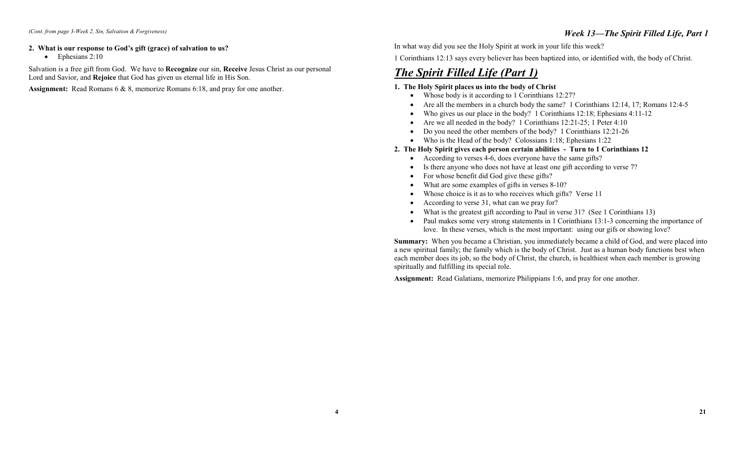*(Cont. from page 3-Week 2, Sin, Salvation & Forgiveness)*

**2. What is our response to God's gift (grace) of salvation to us?**

- Ephesians 2:10

Salvation is a free gift from God. We have to **Recognize** our sin, **Receive** Jesus Christ as our personal Lord and Savior, and **Rejoice** that God has given us eternal life in His Son.

**Assignment:** Read Romans 6 & 8, memorize Romans 6:18, and pray for one another.

### *Week 13—The Spirit Filled Life, Part 1*

In what way did you see the Holy Spirit at work in your life this week?

1 Corinthians 12:13 says every believer has been baptized into, or identified with, the body of Christ.

# ***The Spirit Filled Life (Part 1)***

**1. The Holy Spirit places us into the body of Christ**

- Whose body is it according to 1 Corinthians 12:27?
- Are all the members in a church body the same? 1 Corinthians 12:14, 17; Romans 12:4-5
- Who gives us our place in the body? 1 Corinthians 12:18; Ephesians 4:11-12
- Are we all needed in the body? 1 Corinthians 12:21-25; 1 Peter 4:10
- Do you need the other members of the body? 1 Corinthians 12:21-26
- Who is the Head of the body? Colossians 1:18; Ephesians 1:22

**2. The Holy Spirit gives each person certain abilities - Turn to 1 Corinthians 12**

- According to verses 4-6, does everyone have the same gifts?
- Is there anyone who does not have at least one gift according to verse 7?
- For whose benefit did God give these gifts?
- What are some examples of gifts in verses 8-10?
- Whose choice is it as to who receives which gifts? Verse 11
- According to verse 31, what can we pray for?
- What is the greatest gift according to Paul in verse 31? (See 1 Corinthians 13)
- Paul makes some very strong statements in 1 Corinthians 13:1-3 concerning the importance of love. In these verses, which is the most important: using our gifs or showing love?

**Summary:** When you became a Christian, you immediately became a child of God, and were placed into a new spiritual family; the family which is the body of Christ. Just as a human body functions best when each member does its job, so the body of Christ, the church, is healthiest when each member is growing spiritually and fulfilling its special role.

**Assignment:** Read Galatians, memorize Philippians 1:6, and pray for one another.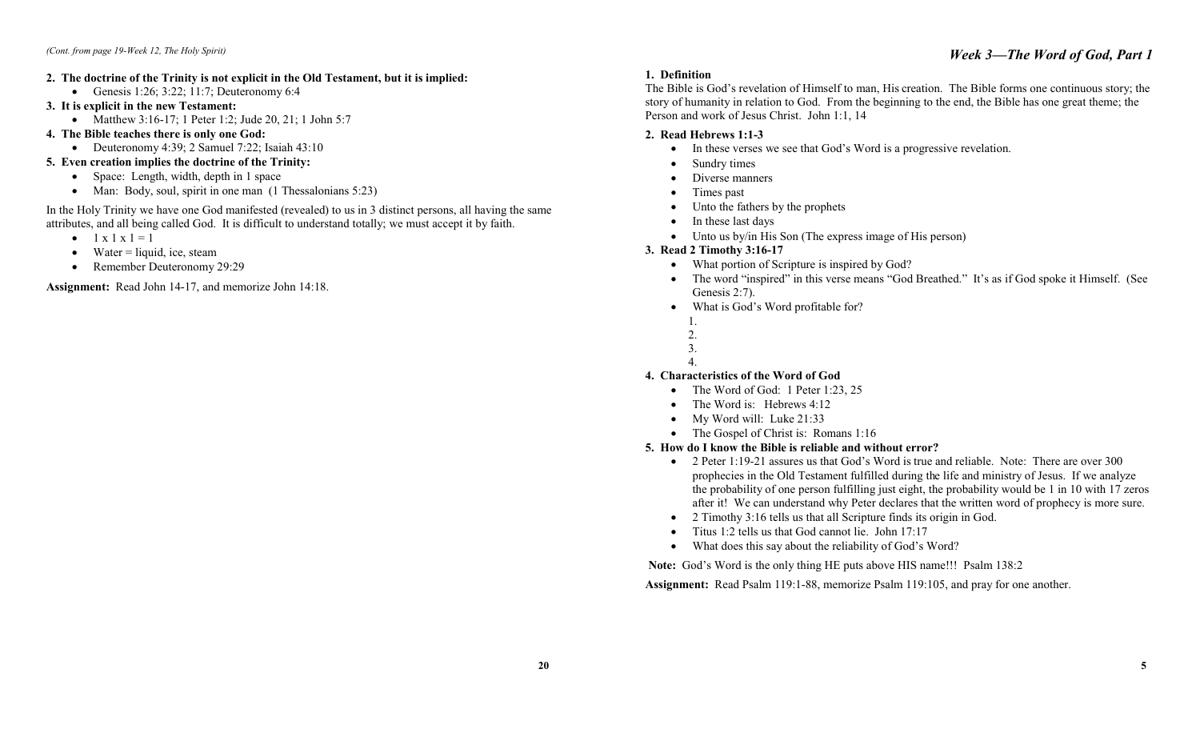*(Cont. from page 19-Week 12, The Holy Spirit)*

**2. The doctrine of the Trinity is not explicit in the Old Testament, but it is implied:**

- Genesis 1:26; 3:22; 11:7; Deuteronomy 6:4

**3. It is explicit in the new Testament:**

- Matthew 3:16-17; 1 Peter 1:2; Jude 20, 21; 1 John 5:7

**4. The Bible teaches there is only one God:**

- Deuteronomy 4:39; 2 Samuel 7:22; Isaiah 43:10

**5. Even creation implies the doctrine of the Trinity:**

- Space: Length, width, depth in 1 space
- Man: Body, soul, spirit in one man (1 Thessalonians 5:23)

In the Holy Trinity we have one God manifested (revealed) to us in 3 distinct persons, all having the same attributes, and all being called God. It is difficult to understand totally; we must accept it by faith.

- 1 x 1 x 1 = 1
- Water = liquid, ice, steam
- Remember Deuteronomy 29:29

**Assignment:** Read John 14-17, and memorize John 14:18.

## *Week 3—The Word of God, Part 1*

**1. Definition**

The Bible is God's revelation of Himself to man, His creation. The Bible forms one continuous story; the story of humanity in relation to God. From the beginning to the end, the Bible has one great theme; the Person and work of Jesus Christ. John 1:1, 14

**2. Read Hebrews 1:1-3**

- In these verses we see that God's Word is a progressive revelation.
- Sundry times
- Diverse manners
- Times past
- Unto the fathers by the prophets
- In these last days
- Unto us by/in His Son (The express image of His person)

**3. Read 2 Timothy 3:16-17**

- What portion of Scripture is inspired by God?
- The word "inspired" in this verse means "God Breathed." It's as if God spoke it Himself. (See Genesis 2:7).
- What is God's Word profitable for?
  1.
  2.
  3.
  4.

**4. Characteristics of the Word of God**

- The Word of God: 1 Peter 1:23, 25
- The Word is: Hebrews 4:12
- My Word will: Luke 21:33
- The Gospel of Christ is: Romans 1:16

**5. How do I know the Bible is reliable and without error?**

- 2 Peter 1:19-21 assures us that God's Word is true and reliable. Note: There are over 300 prophecies in the Old Testament fulfilled during the life and ministry of Jesus. If we analyze the probability of one person fulfilling just eight, the probability would be 1 in 10 with 17 zeros after it! We can understand why Peter declares that the written word of prophecy is more sure.
- 2 Timothy 3:16 tells us that all Scripture finds its origin in God.
- Titus 1:2 tells us that God cannot lie. John 17:17
- What does this say about the reliability of God's Word?

**Note:** God's Word is the only thing HE puts above HIS name!!! Psalm 138:2

**Assignment:** Read Psalm 119:1-88, memorize Psalm 119:105, and pray for one another.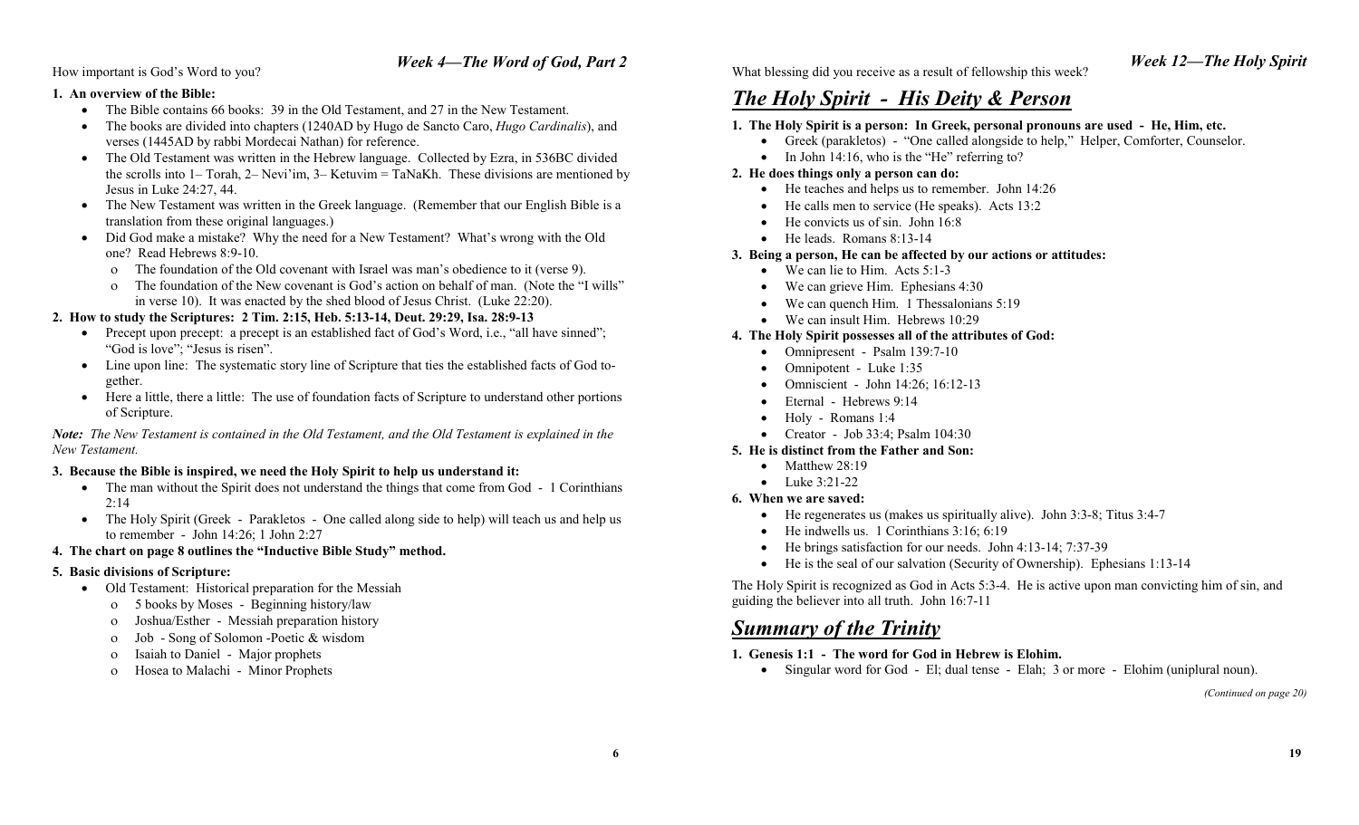## Week 4—The Word of God, Part 2

How important is God's Word to you?

**1. An overview of the Bible:**

- The Bible contains 66 books: 39 in the Old Testament, and 27 in the New Testament.
- The books are divided into chapters (1240AD by Hugo de Sancto Caro, *Hugo Cardinalis*), and verses (1445AD by rabbi Mordecai Nathan) for reference.
- The Old Testament was written in the Hebrew language. Collected by Ezra, in 536BC divided the scrolls into 1– Torah, 2– Nevi'im, 3– Ketuvim = TaNaKh. These divisions are mentioned by Jesus in Luke 24:27, 44.
- The New Testament was written in the Greek language. (Remember that our English Bible is a translation from these original languages.)
- Did God make a mistake? Why the need for a New Testament? What's wrong with the Old one? Read Hebrews 8:9-10.
  - The foundation of the Old covenant with Israel was man's obedience to it (verse 9).
  - The foundation of the New covenant is God's action on behalf of man. (Note the "I wills" in verse 10). It was enacted by the shed blood of Jesus Christ. (Luke 22:20).

**2. How to study the Scriptures: 2 Tim. 2:15, Heb. 5:13-14, Deut. 29:29, Isa. 28:9-13**

- Precept upon precept: a precept is an established fact of God's Word, i.e., "all have sinned"; "God is love"; "Jesus is risen".
- Line upon line: The systematic story line of Scripture that ties the established facts of God together.
- Here a little, there a little: The use of foundation facts of Scripture to understand other portions of Scripture.

***Note:*** *The New Testament is contained in the Old Testament, and the Old Testament is explained in the New Testament.*

**3. Because the Bible is inspired, we need the Holy Spirit to help us understand it:**

- The man without the Spirit does not understand the things that come from God - 1 Corinthians 2:14
- The Holy Spirit (Greek - Parakletos - One called along side to help) will teach us and help us to remember - John 14:26; 1 John 2:27

**4. The chart on page 8 outlines the "Inductive Bible Study" method.**

**5. Basic divisions of Scripture:**

- Old Testament: Historical preparation for the Messiah
  - 5 books by Moses - Beginning history/law
  - Joshua/Esther - Messiah preparation history
  - Job - Song of Solomon -Poetic & wisdom
  - Isaiah to Daniel - Major prophets
  - Hosea to Malachi - Minor Prophets

## Week 12—The Holy Spirit

What blessing did you receive as a result of fellowship this week?

# *The Holy Spirit - His Deity & Person*

**1. The Holy Spirit is a person: In Greek, personal pronouns are used - He, Him, etc.**

- Greek (parakletos) - "One called alongside to help," Helper, Comforter, Counselor.
- In John 14:16, who is the "He" referring to?

**2. He does things only a person can do:**

- He teaches and helps us to remember. John 14:26
- He calls men to service (He speaks). Acts 13:2
- He convicts us of sin. John 16:8
- He leads. Romans 8:13-14

**3. Being a person, He can be affected by our actions or attitudes:**

- We can lie to Him. Acts 5:1-3
- We can grieve Him. Ephesians 4:30
- We can quench Him. 1 Thessalonians 5:19
- We can insult Him. Hebrews 10:29

**4. The Holy Spirit possesses all of the attributes of God:**

- Omnipresent - Psalm 139:7-10
- Omnipotent - Luke 1:35
- Omniscient - John 14:26; 16:12-13
- Eternal - Hebrews 9:14
- Holy - Romans 1:4
- Creator - Job 33:4; Psalm 104:30

**5. He is distinct from the Father and Son:**

- Matthew 28:19
- Luke 3:21-22

**6. When we are saved:**

- He regenerates us (makes us spiritually alive). John 3:3-8; Titus 3:4-7
- He indwells us. 1 Corinthians 3:16; 6:19
- He brings satisfaction for our needs. John 4:13-14; 7:37-39
- He is the seal of our salvation (Security of Ownership). Ephesians 1:13-14

The Holy Spirit is recognized as God in Acts 5:3-4. He is active upon man convicting him of sin, and guiding the believer into all truth. John 16:7-11

# *Summary of the Trinity*

**1. Genesis 1:1 - The word for God in Hebrew is Elohim.**

- Singular word for God - El; dual tense - Elah; 3 or more - Elohim (uniplural noun).

*(Continued on page 20)*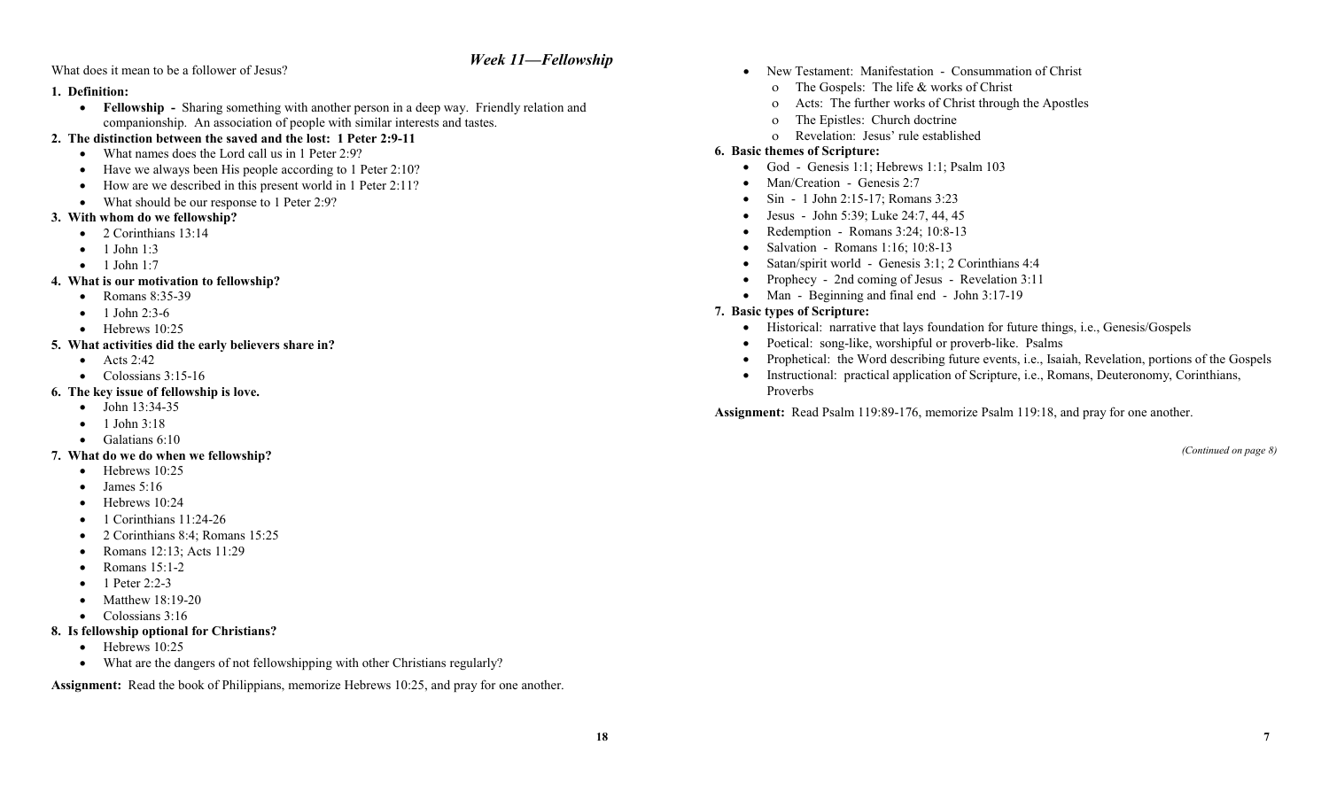## Week 11—Fellowship

What does it mean to be a follower of Jesus?

**1. Definition:**

- **Fellowship -** Sharing something with another person in a deep way. Friendly relation and companionship. An association of people with similar interests and tastes.

**2. The distinction between the saved and the lost: 1 Peter 2:9-11**

- What names does the Lord call us in 1 Peter 2:9?
- Have we always been His people according to 1 Peter 2:10?
- How are we described in this present world in 1 Peter 2:11?
- What should be our response to 1 Peter 2:9?

**3. With whom do we fellowship?**

- 2 Corinthians 13:14
- 1 John 1:3
- 1 John 1:7

**4. What is our motivation to fellowship?**

- Romans 8:35-39
- 1 John 2:3-6
- Hebrews 10:25

**5. What activities did the early believers share in?**

- Acts 2:42
- Colossians 3:15-16

**6. The key issue of fellowship is love.**

- John 13:34-35
- 1 John 3:18
- Galatians 6:10

**7. What do we do when we fellowship?**

- Hebrews 10:25
- James 5:16
- Hebrews 10:24
- 1 Corinthians 11:24-26
- 2 Corinthians 8:4; Romans 15:25
- Romans 12:13; Acts 11:29
- Romans 15:1-2
- 1 Peter 2:2-3
- Matthew 18:19-20
- Colossians 3:16

**8. Is fellowship optional for Christians?**

- Hebrews 10:25
- What are the dangers of not fellowshipping with other Christians regularly?

**Assignment:** Read the book of Philippians, memorize Hebrews 10:25, and pray for one another.

- New Testament: Manifestation - Consummation of Christ
  - The Gospels: The life & works of Christ
  - Acts: The further works of Christ through the Apostles
  - The Epistles: Church doctrine
  - Revelation: Jesus' rule established

**6. Basic themes of Scripture:**

- God - Genesis 1:1; Hebrews 1:1; Psalm 103
- Man/Creation - Genesis 2:7
- Sin - 1 John 2:15-17; Romans 3:23
- Jesus - John 5:39; Luke 24:7, 44, 45
- Redemption - Romans 3:24; 10:8-13
- Salvation - Romans 1:16; 10:8-13
- Satan/spirit world - Genesis 3:1; 2 Corinthians 4:4
- Prophecy - 2nd coming of Jesus - Revelation 3:11
- Man - Beginning and final end - John 3:17-19

**7. Basic types of Scripture:**

- Historical: narrative that lays foundation for future things, i.e., Genesis/Gospels
- Poetical: song-like, worshipful or proverb-like. Psalms
- Prophetical: the Word describing future events, i.e., Isaiah, Revelation, portions of the Gospels
- Instructional: practical application of Scripture, i.e., Romans, Deuteronomy, Corinthians, Proverbs

**Assignment:** Read Psalm 119:89-176, memorize Psalm 119:18, and pray for one another.

*(Continued on page 8)*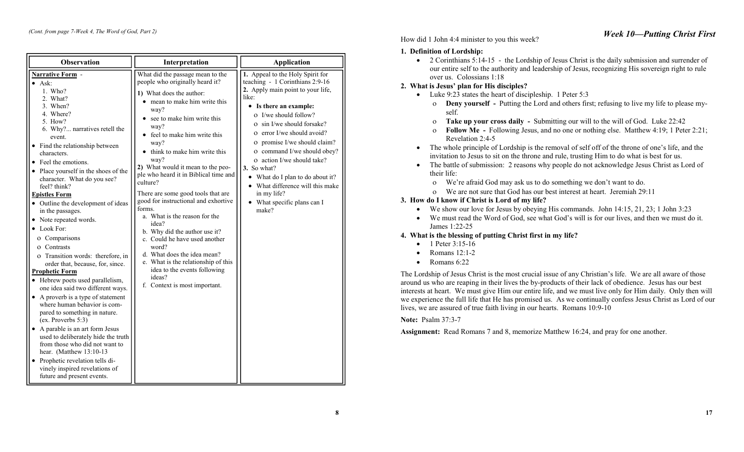*(Cont. from page 7-Week 4, The Word of God, Part 2)*

| Observation | Interpretation | Application |
|---|---|---|
| **Narrative Form** - <br>• Ask:<br>1. Who?<br>2. What?<br>3. When?<br>4. Where?<br>5. How?<br>6. Why?... narratives retell the event.<br>• Find the relationship between characters.<br>• Feel the emotions.<br>• Place yourself in the shoes of the character. What do you see? feel? think?<br>**Epistles Form**<br>• Outline the development of ideas in the passages.<br>• Note repeated words.<br>• Look For:<br>o Comparisons<br>o Contrasts<br>o Transition words: therefore, in order that, because, for, since.<br>**Prophetic Form**<br>• Hebrew poets used parallelism, one idea said two different ways.<br>• A proverb is a type of statement where human behavior is compared to something in nature. (ex. Proverbs 5:3)<br>• A parable is an art form Jesus used to deliberately hide the truth from those who did not want to hear. (Matthew 13:10-13<br>• Prophetic revelation tells divinely inspired revelations of future and present events. | What did the passage mean to the people who originally heard it?<br>**1)** What does the author:<br>• mean to make him write this way?<br>• see to make him write this way?<br>• feel to make him write this way?<br>• think to make him write this way?<br>**2)** What would it mean to the people who heard it in Biblical time and culture?<br>There are some good tools that are good for instructional and exhortive forms.<br>a. What is the reason for the idea?<br>b. Why did the author use it?<br>c. Could he have used another word?<br>d. What does the idea mean?<br>e. What is the relationship of this idea to the events following ideas?<br>f. Context is most important. | **1.** Appeal to the Holy Spirit for teaching - 1 Corinthians 2:9-16<br>**2.** Apply main point to your life, like:<br>• **Is there an example:**<br>o I/we should follow?<br>o sin I/we should forsake?<br>o error I/we should avoid?<br>o promise I/we should claim?<br>o command I/we should obey?<br>o action I/we should take?<br>**3.** So what?<br>• What do I plan to do about it?<br>• What difference will this make in my life?<br>• What specific plans can I make? |

## *Week 10—Putting Christ First*

How did 1 John 4:4 minister to you this week?

**1. Definition of Lordship:**

- 2 Corinthians 5:14-15 - the Lordship of Jesus Christ is the daily submission and surrender of our entire self to the authority and leadership of Jesus, recognizing His sovereign right to rule over us. Colossians 1:18

**2. What is Jesus' plan for His disciples?**

- Luke 9:23 states the heart of discipleship. 1 Peter 5:3
  - **Deny yourself -** Putting the Lord and others first; refusing to live my life to please myself.
  - **Take up your cross daily -** Submitting our will to the will of God. Luke 22:42
  - **Follow Me -** Following Jesus, and no one or nothing else. Matthew 4:19; 1 Peter 2:21; Revelation 2:4-5
- The whole principle of Lordship is the removal of self off of the throne of one's life, and the invitation to Jesus to sit on the throne and rule, trusting Him to do what is best for us.
- The battle of submission: 2 reasons why people do not acknowledge Jesus Christ as Lord of their life:
  - We're afraid God may ask us to do something we don't want to do.
  - We are not sure that God has our best interest at heart. Jeremiah 29:11

**3. How do I know if Christ is Lord of my life?**

- We show our love for Jesus by obeying His commands. John 14:15, 21, 23; 1 John 3:23
- We must read the Word of God, see what God's will is for our lives, and then we must do it. James 1:22-25

**4. What is the blessing of putting Christ first in my life?**

- 1 Peter 3:15-16
- Romans 12:1-2
- Romans 6:22

The Lordship of Jesus Christ is the most crucial issue of any Christian's life. We are all aware of those around us who are reaping in their lives the by-products of their lack of obedience. Jesus has our best interests at heart. We must give Him our entire life, and we must live only for Him daily. Only then will we experience the full life that He has promised us. As we continually confess Jesus Christ as Lord of our lives, we are assured of true faith living in our hearts. Romans 10:9-10

**Note:** Psalm 37:3-7

**Assignment:** Read Romans 7 and 8, memorize Matthew 16:24, and pray for one another.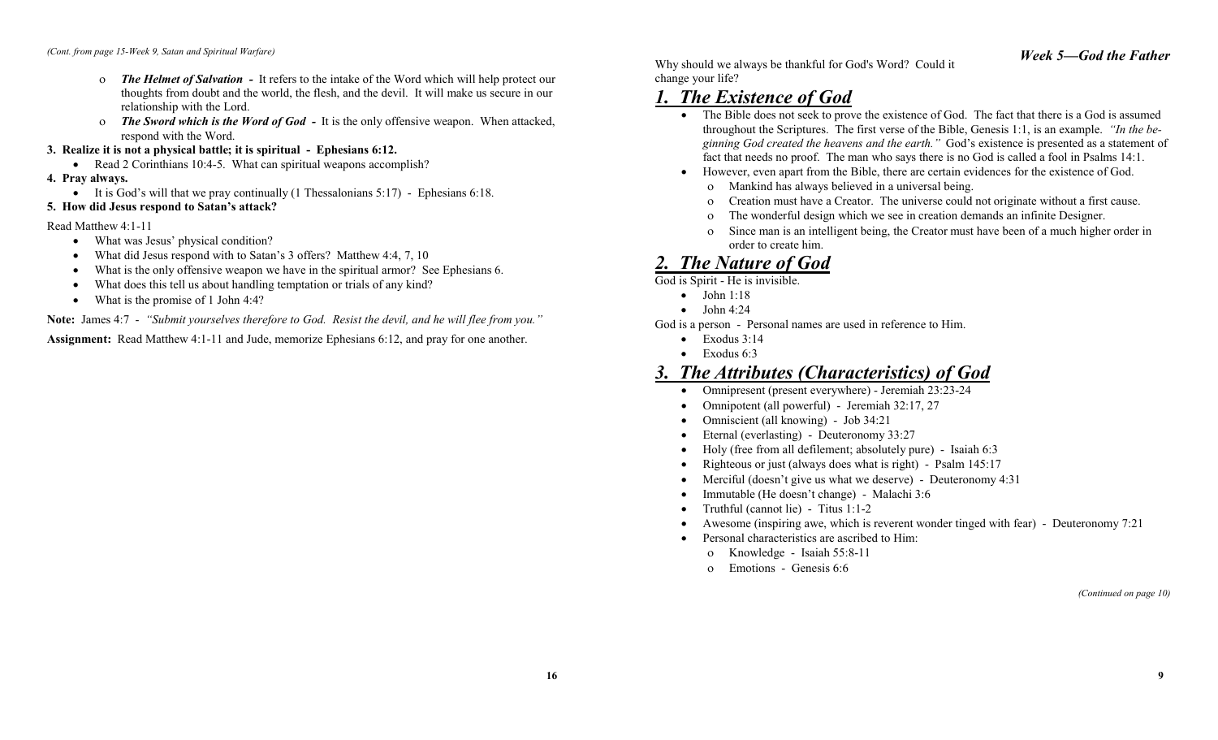*(Cont. from page 15-Week 9, Satan and Spiritual Warfare)*

- ***The Helmet of Salvation*** **-** It refers to the intake of the Word which will help protect our thoughts from doubt and the world, the flesh, and the devil. It will make us secure in our relationship with the Lord.
- ***The Sword which is the Word of God*** **-** It is the only offensive weapon. When attacked, respond with the Word.

**3. Realize it is not a physical battle; it is spiritual - Ephesians 6:12.**

- Read 2 Corinthians 10:4-5. What can spiritual weapons accomplish?

**4. Pray always.**

- It is God's will that we pray continually (1 Thessalonians 5:17) - Ephesians 6:18.

**5. How did Jesus respond to Satan's attack?**

Read Matthew 4:1-11

- What was Jesus' physical condition?
- What did Jesus respond with to Satan's 3 offers? Matthew 4:4, 7, 10
- What is the only offensive weapon we have in the spiritual armor? See Ephesians 6.
- What does this tell us about handling temptation or trials of any kind?
- What is the promise of 1 John 4:4?

**Note:** James 4:7 - *"Submit yourselves therefore to God. Resist the devil, and he will flee from you."*

**Assignment:** Read Matthew 4:1-11 and Jude, memorize Ephesians 6:12, and pray for one another.

***Week 5—God the Father***

Why should we always be thankful for God's Word? Could it change your life?

## *1. The Existence of God*

- The Bible does not seek to prove the existence of God. The fact that there is a God is assumed throughout the Scriptures. The first verse of the Bible, Genesis 1:1, is an example. *"In the beginning God created the heavens and the earth."* God's existence is presented as a statement of fact that needs no proof. The man who says there is no God is called a fool in Psalms 14:1.
- However, even apart from the Bible, there are certain evidences for the existence of God.
  - Mankind has always believed in a universal being.
  - Creation must have a Creator. The universe could not originate without a first cause.
  - The wonderful design which we see in creation demands an infinite Designer.
  - Since man is an intelligent being, the Creator must have been of a much higher order in order to create him.

## *2. The Nature of God*

God is Spirit - He is invisible.

- John 1:18
- John 4:24

God is a person - Personal names are used in reference to Him.

- Exodus 3:14
- Exodus 6:3

## *3. The Attributes (Characteristics) of God*

- Omnipresent (present everywhere) - Jeremiah 23:23-24
- Omnipotent (all powerful) - Jeremiah 32:17, 27
- Omniscient (all knowing) - Job 34:21
- Eternal (everlasting) - Deuteronomy 33:27
- Holy (free from all defilement; absolutely pure) - Isaiah 6:3
- Righteous or just (always does what is right) - Psalm 145:17
- Merciful (doesn't give us what we deserve) - Deuteronomy 4:31
- Immutable (He doesn't change) - Malachi 3:6
- Truthful (cannot lie) - Titus 1:1-2
- Awesome (inspiring awe, which is reverent wonder tinged with fear) - Deuteronomy 7:21
- Personal characteristics are ascribed to Him:
  - Knowledge - Isaiah 55:8-11
  - Emotions - Genesis 6:6

*(Continued on page 10)*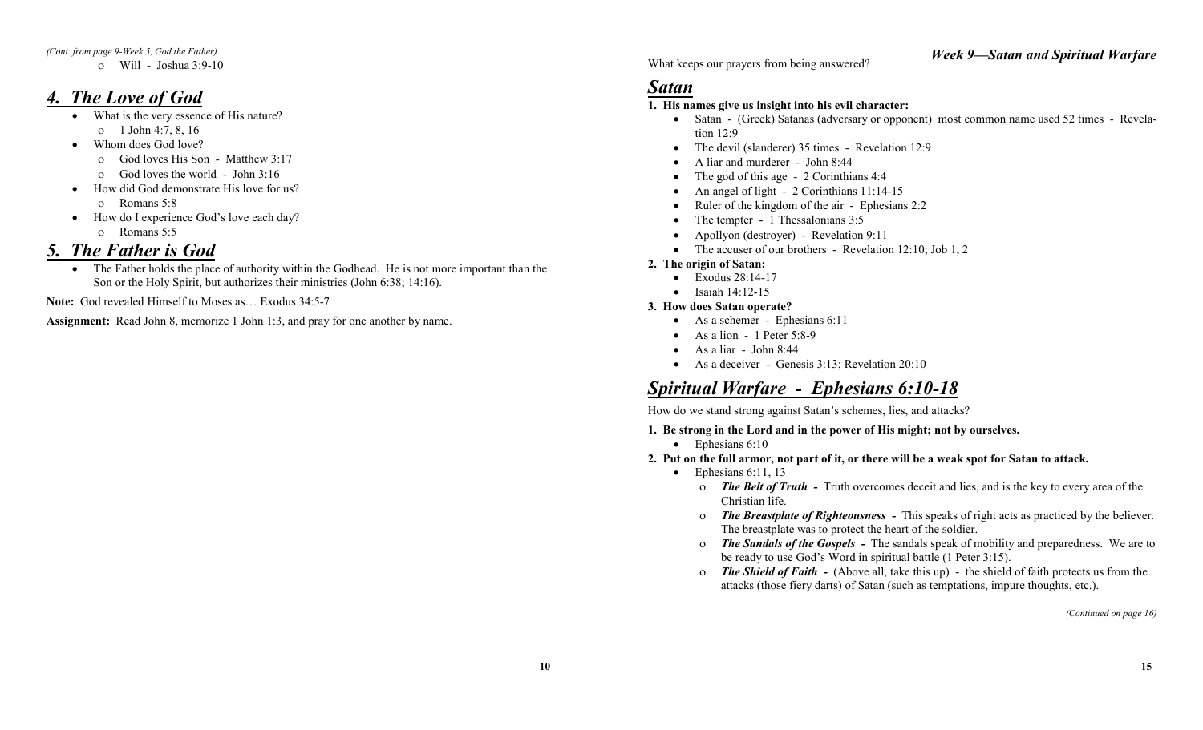*(Cont. from page 9-Week 5, God the Father)*

- Will - Joshua 3:9-10

## *4. The Love of God*

- What is the very essence of His nature?
  - 1 John 4:7, 8, 16
- Whom does God love?
  - God loves His Son - Matthew 3:17
  - God loves the world - John 3:16
- How did God demonstrate His love for us?
  - Romans 5:8
- How do I experience God's love each day?
  - Romans 5:5

## *5. The Father is God*

- The Father holds the place of authority within the Godhead. He is not more important than the Son or the Holy Spirit, but authorizes their ministries (John 6:38; 14:16).

**Note:** God revealed Himself to Moses as… Exodus 34:5-7

**Assignment:** Read John 8, memorize 1 John 1:3, and pray for one another by name.

# *Week 9—Satan and Spiritual Warfare*

What keeps our prayers from being answered?

## *Satan*

**1. His names give us insight into his evil character:**

- Satan - (Greek) Satanas (adversary or opponent) most common name used 52 times - Revelation 12:9
- The devil (slanderer) 35 times - Revelation 12:9
- A liar and murderer - John 8:44
- The god of this age - 2 Corinthians 4:4
- An angel of light - 2 Corinthians 11:14-15
- Ruler of the kingdom of the air - Ephesians 2:2
- The tempter - 1 Thessalonians 3:5
- Apollyon (destroyer) - Revelation 9:11
- The accuser of our brothers - Revelation 12:10; Job 1, 2

**2. The origin of Satan:**

- Exodus 28:14-17
- Isaiah 14:12-15

**3. How does Satan operate?**

- As a schemer - Ephesians 6:11
- As a lion - 1 Peter 5:8-9
- As a liar - John 8:44
- As a deceiver - Genesis 3:13; Revelation 20:10

## *Spiritual Warfare - Ephesians 6:10-18*

How do we stand strong against Satan's schemes, lies, and attacks?

**1. Be strong in the Lord and in the power of His might; not by ourselves.**

- Ephesians 6:10

**2. Put on the full armor, not part of it, or there will be a weak spot for Satan to attack.**

- Ephesians 6:11, 13
  - ***The Belt of Truth*** **-** Truth overcomes deceit and lies, and is the key to every area of the Christian life.
  - ***The Breastplate of Righteousness*** **-** This speaks of right acts as practiced by the believer. The breastplate was to protect the heart of the soldier.
  - ***The Sandals of the Gospels*** **-** The sandals speak of mobility and preparedness. We are to be ready to use God's Word in spiritual battle (1 Peter 3:15).
  - ***The Shield of Faith*** **-** (Above all, take this up) - the shield of faith protects us from the attacks (those fiery darts) of Satan (such as temptations, impure thoughts, etc.).

*(Continued on page 16)*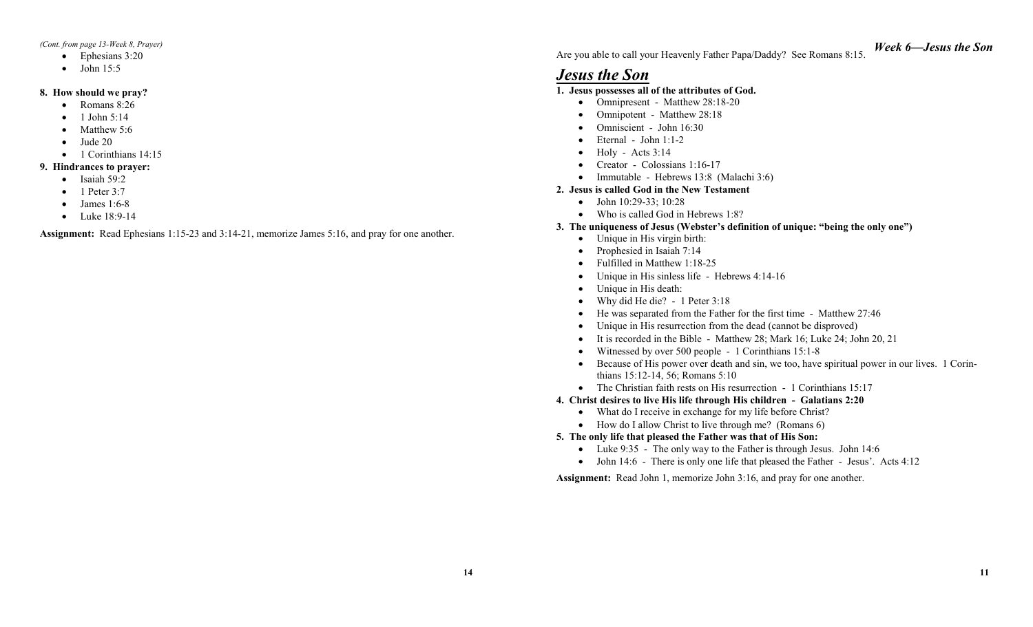*(Cont. from page 13-Week 8, Prayer)*

- Ephesians 3:20
- John 15:5

**8. How should we pray?**

- Romans 8:26
- 1 John 5:14
- Matthew 5:6
- Jude 20
- 1 Corinthians 14:15

**9. Hindrances to prayer:**

- Isaiah 59:2
- 1 Peter 3:7
- James 1:6-8
- Luke 18:9-14

**Assignment:** Read Ephesians 1:15-23 and 3:14-21, memorize James 5:16, and pray for one another.

***Week 6—Jesus the Son***

Are you able to call your Heavenly Father Papa/Daddy? See Romans 8:15.

# ***Jesus the Son***

**1. Jesus possesses all of the attributes of God.**

- Omnipresent - Matthew 28:18-20
- Omnipotent - Matthew 28:18
- Omniscient - John 16:30
- Eternal - John 1:1-2
- Holy - Acts 3:14
- Creator - Colossians 1:16-17
- Immutable - Hebrews 13:8 (Malachi 3:6)

**2. Jesus is called God in the New Testament**

- John 10:29-33; 10:28
- Who is called God in Hebrews 1:8?

**3. The uniqueness of Jesus (Webster's definition of unique: "being the only one")**

- Unique in His virgin birth:
- Prophesied in Isaiah 7:14
- Fulfilled in Matthew 1:18-25
- Unique in His sinless life - Hebrews 4:14-16
- Unique in His death:
- Why did He die? - 1 Peter 3:18
- He was separated from the Father for the first time - Matthew 27:46
- Unique in His resurrection from the dead (cannot be disproved)
- It is recorded in the Bible - Matthew 28; Mark 16; Luke 24; John 20, 21
- Witnessed by over 500 people - 1 Corinthians 15:1-8
- Because of His power over death and sin, we too, have spiritual power in our lives. 1 Corinthians 15:12-14, 56; Romans 5:10
- The Christian faith rests on His resurrection - 1 Corinthians 15:17

**4. Christ desires to live His life through His children - Galatians 2:20**

- What do I receive in exchange for my life before Christ?
- How do I allow Christ to live through me? (Romans 6)

**5. The only life that pleased the Father was that of His Son:**

- Luke 9:35 - The only way to the Father is through Jesus. John 14:6
- John 14:6 - There is only one life that pleased the Father - Jesus'. Acts 4:12

**Assignment:** Read John 1, memorize John 3:16, and pray for one another.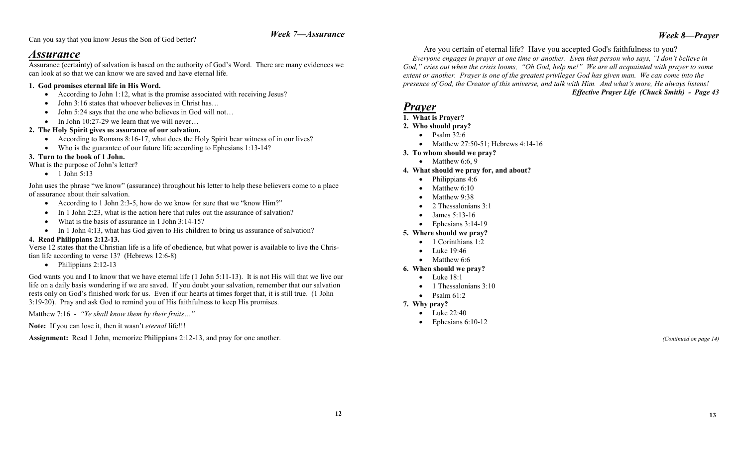Can you say that you know Jesus the Son of God better?

## *Assurance*

Assurance (certainty) of salvation is based on the authority of God's Word. There are many evidences we can look at so that we can know we are saved and have eternal life.

**1. God promises eternal life in His Word.**

- According to John 1:12, what is the promise associated with receiving Jesus?
- John 3:16 states that whoever believes in Christ has…
- John 5:24 says that the one who believes in God will not…
- In John 10:27-29 we learn that we will never…

**2. The Holy Spirit gives us assurance of our salvation.**

- According to Romans 8:16-17, what does the Holy Spirit bear witness of in our lives?
- Who is the guarantee of our future life according to Ephesians 1:13-14?

**3. Turn to the book of 1 John.**

What is the purpose of John's letter?

- 1 John 5:13

John uses the phrase "we know" (assurance) throughout his letter to help these believers come to a place of assurance about their salvation.

- According to 1 John 2:3-5, how do we know for sure that we "know Him?"
- In 1 John 2:23, what is the action here that rules out the assurance of salvation?
- What is the basis of assurance in 1 John 3:14-15?
- In 1 John 4:13, what has God given to His children to bring us assurance of salvation?

**4. Read Philippians 2:12-13.**

Verse 12 states that the Christian life is a life of obedience, but what power is available to live the Christian life according to verse 13? (Hebrews 12:6-8)

- Philippians 2:12-13

God wants you and I to know that we have eternal life (1 John 5:11-13). It is not His will that we live our life on a daily basis wondering if we are saved. If you doubt your salvation, remember that our salvation rests only on God's finished work for us. Even if our hearts at times forget that, it is still true. (1 John 3:19-20). Pray and ask God to remind you of His faithfulness to keep His promises.

Matthew 7:16 - *"Ye shall know them by their fruits…"*

**Note:** If you can lose it, then it wasn't *eternal* life!!!

**Assignment:** Read 1 John, memorize Philippians 2:12-13, and pray for one another.

Are you certain of eternal life? Have you accepted God's faithfulness to you?

*Everyone engages in prayer at one time or another. Even that person who says, "I don't believe in God," cries out when the crisis looms, "Oh God, help me!" We are all acquainted with prayer to some extent or another. Prayer is one of the greatest privileges God has given man. We can come into the presence of God, the Creator of this universe, and talk with Him. And what's more, He always listens!*

***Effective Prayer Life (Chuck Smith) - Page 43***

## *Prayer*

**1. What is Prayer?**

**2. Who should pray?**

- Psalm 32:6
- Matthew 27:50-51; Hebrews 4:14-16

**3. To whom should we pray?**

- Matthew 6:6, 9

**4. What should we pray for, and about?**

- Philippians 4:6
- Matthew 6:10
- Matthew 9:38
- 2 Thessalonians 3:1
- James 5:13-16
- Ephesians 3:14-19

**5. Where should we pray?**

- 1 Corinthians 1:2
- Luke 19:46
- Matthew 6:6

**6. When should we pray?**

- Luke 18:1
- 1 Thessalonians 3:10
- Psalm 61:2

**7. Why pray?**

- Luke 22:40
- Ephesians 6:10-12

*(Continued on page 14)*